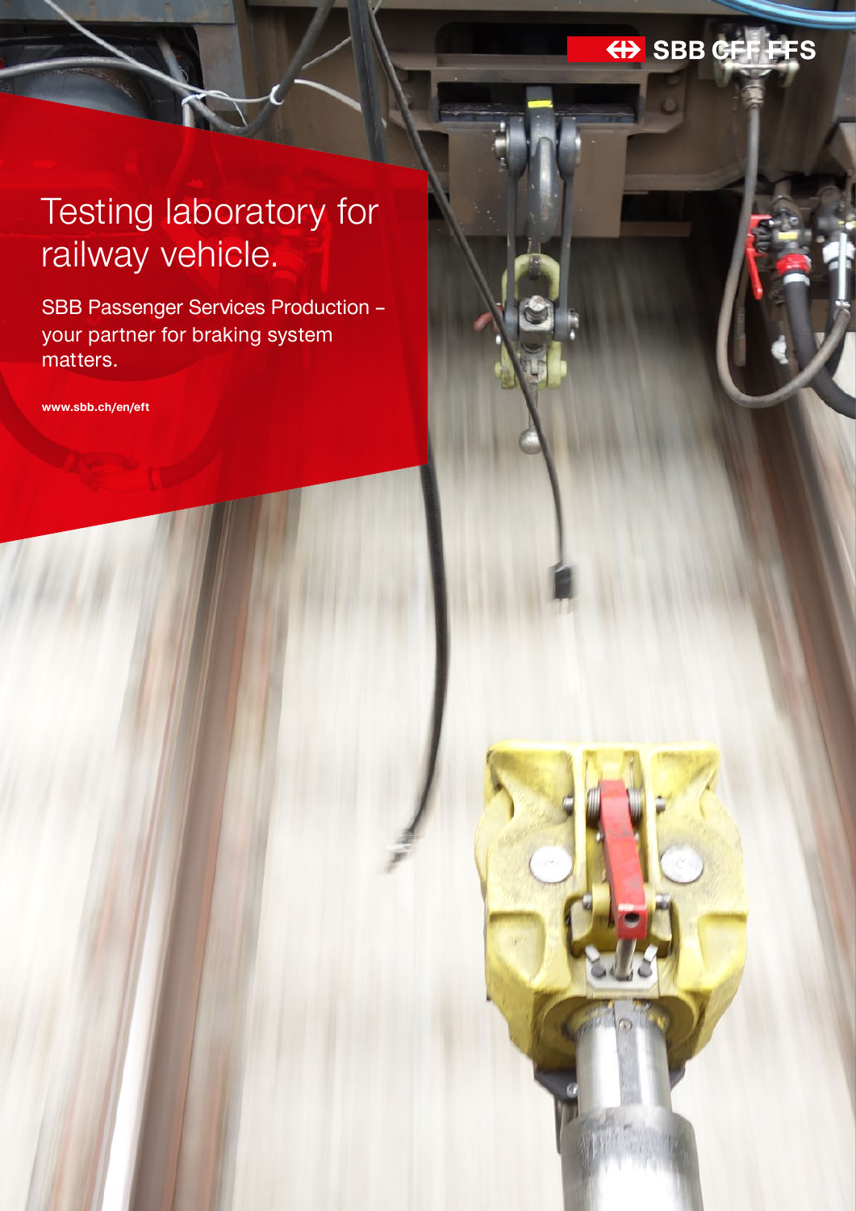SBB CFF FFS

# Testing laboratory for railway vehicle.

SBB Passenger Services Production – your partner for braking system matters.

**www.sbb.ch/en/eft**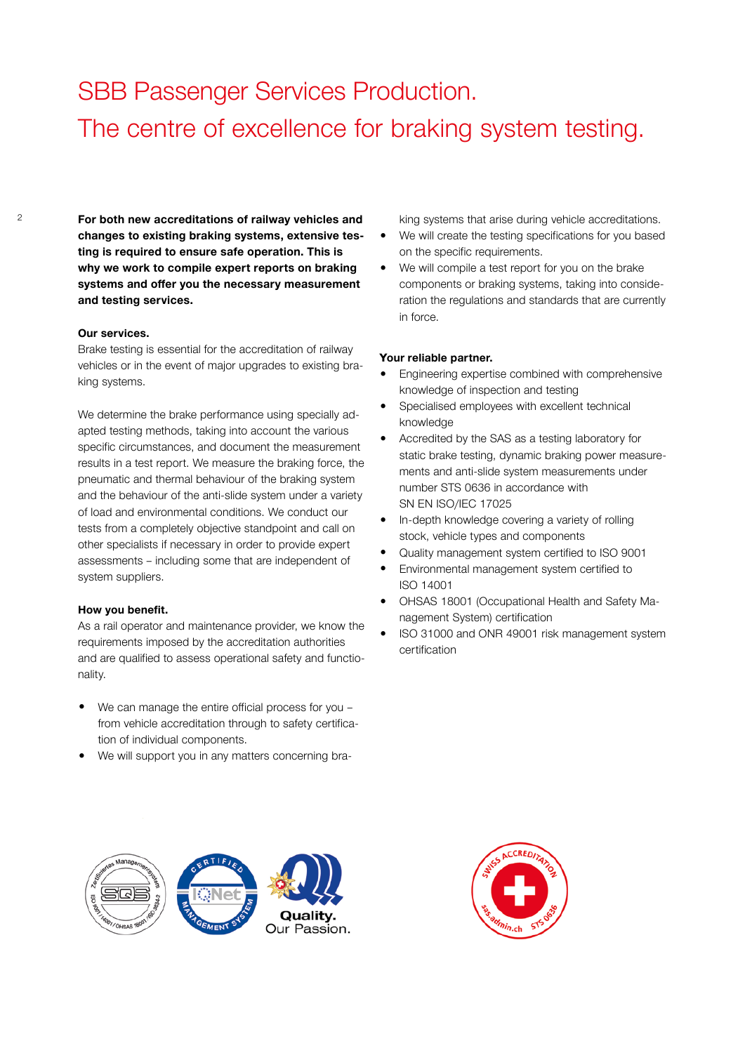# SBB Passenger Services Production.
# The centre of excellence for braking system testing.

**For both new accreditations of railway vehicles and changes to existing braking systems, extensive testing is required to ensure safe operation. This is why we work to compile expert reports on braking systems and offer you the necessary measurement and testing services.**

**Our services.**
Brake testing is essential for the accreditation of railway vehicles or in the event of major upgrades to existing braking systems.

We determine the brake performance using specially adapted testing methods, taking into account the various specific circumstances, and document the measurement results in a test report. We measure the braking force, the pneumatic and thermal behaviour of the braking system and the behaviour of the anti-slide system under a variety of load and environmental conditions. We conduct our tests from a completely objective standpoint and call on other specialists if necessary in order to provide expert assessments – including some that are independent of system suppliers.

**How you benefit.**
As a rail operator and maintenance provider, we know the requirements imposed by the accreditation authorities and are qualified to assess operational safety and functionality.

- We can manage the entire official process for you – from vehicle accreditation through to safety certification of individual components.
- We will support you in any matters concerning braking systems that arise during vehicle accreditations.
- We will create the testing specifications for you based on the specific requirements.
- We will compile a test report for you on the brake components or braking systems, taking into consideration the regulations and standards that are currently in force.

**Your reliable partner.**
- Engineering expertise combined with comprehensive knowledge of inspection and testing
- Specialised employees with excellent technical knowledge
- Accredited by the SAS as a testing laboratory for static brake testing, dynamic braking power measurements and anti-slide system measurements under number STS 0636 in accordance with SN EN ISO/IEC 17025
- In-depth knowledge covering a variety of rolling stock, vehicle types and components
- Quality management system certified to ISO 9001
- Environmental management system certified to ISO 14001
- OHSAS 18001 (Occupational Health and Safety Management System) certification
- ISO 31000 and ONR 49001 risk management system certification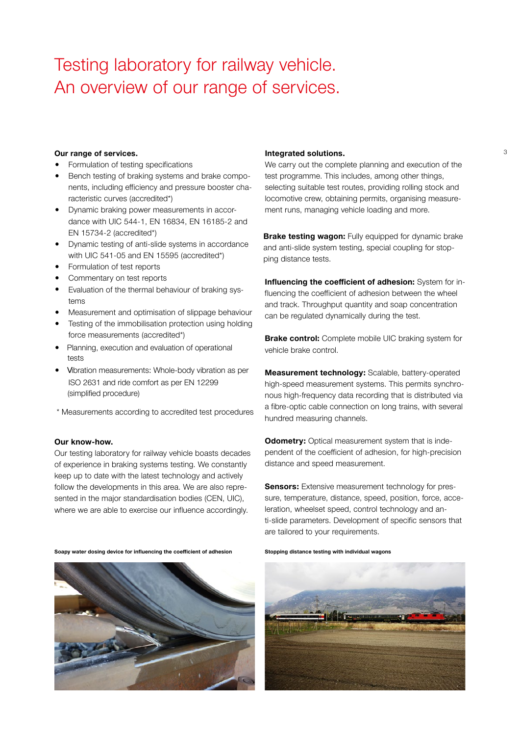# Testing laboratory for railway vehicle. An overview of our range of services.

**Our range of services.**

- Formulation of testing specifications
- Bench testing of braking systems and brake components, including efficiency and pressure booster characteristic curves (accredited*)
- Dynamic braking power measurements in accordance with UIC 544-1, EN 16834, EN 16185-2 and EN 15734-2 (accredited*)
- Dynamic testing of anti-slide systems in accordance with UIC 541-05 and EN 15595 (accredited*)
- Formulation of test reports
- Commentary on test reports
- Evaluation of the thermal behaviour of braking systems
- Measurement and optimisation of slippage behaviour
- Testing of the immobilisation protection using holding force measurements (accredited*)
- Planning, execution and evaluation of operational tests
- Vibration measurements: Whole-body vibration as per ISO 2631 and ride comfort as per EN 12299 (simplified procedure)

\* Measurements according to accredited test procedures

**Our know-how.**

Our testing laboratory for railway vehicle boasts decades of experience in braking systems testing. We constantly keep up to date with the latest technology and actively follow the developments in this area. We are also represented in the major standardisation bodies (CEN, UIC), where we are able to exercise our influence accordingly.

**Integrated solutions.**

We carry out the complete planning and execution of the test programme. This includes, among other things, selecting suitable test routes, providing rolling stock and locomotive crew, obtaining permits, organising measurement runs, managing vehicle loading and more.

**Brake testing wagon:** Fully equipped for dynamic brake and anti-slide system testing, special coupling for stopping distance tests.

**Influencing the coefficient of adhesion:** System for influencing the coefficient of adhesion between the wheel and track. Throughput quantity and soap concentration can be regulated dynamically during the test.

**Brake control:** Complete mobile UIC braking system for vehicle brake control.

**Measurement technology:** Scalable, battery-operated high-speed measurement systems. This permits synchronous high-frequency data recording that is distributed via a fibre-optic cable connection on long trains, with several hundred measuring channels.

**Odometry:** Optical measurement system that is independent of the coefficient of adhesion, for high-precision distance and speed measurement.

**Sensors:** Extensive measurement technology for pressure, temperature, distance, speed, position, force, acceleration, wheelset speed, control technology and anti-slide parameters. Development of specific sensors that are tailored to your requirements.

Soapy water dosing device for influencing the coefficient of adhesion

Stopping distance testing with individual wagons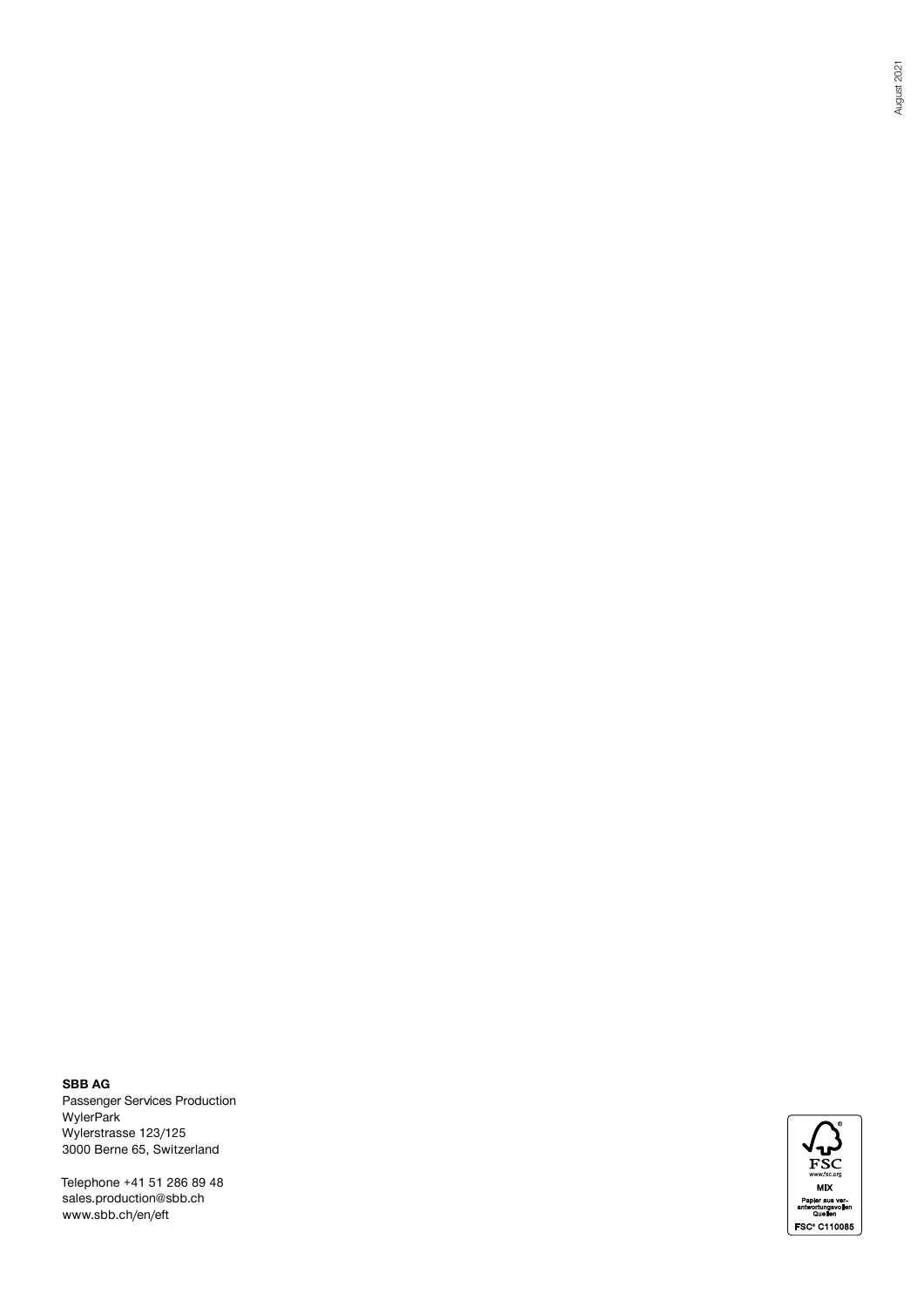August 2021

**SBB AG**
Passenger Services Production
WylerPark
Wylerstrasse 123/125
3000 Berne 65, Switzerland

Telephone +41 51 286 89 48
sales.production@sbb.ch
www.sbb.ch/en/eft

FSC
www.fsc.org
MIX
Papier aus verantwortungsvollen Quellen
FSC® C110085